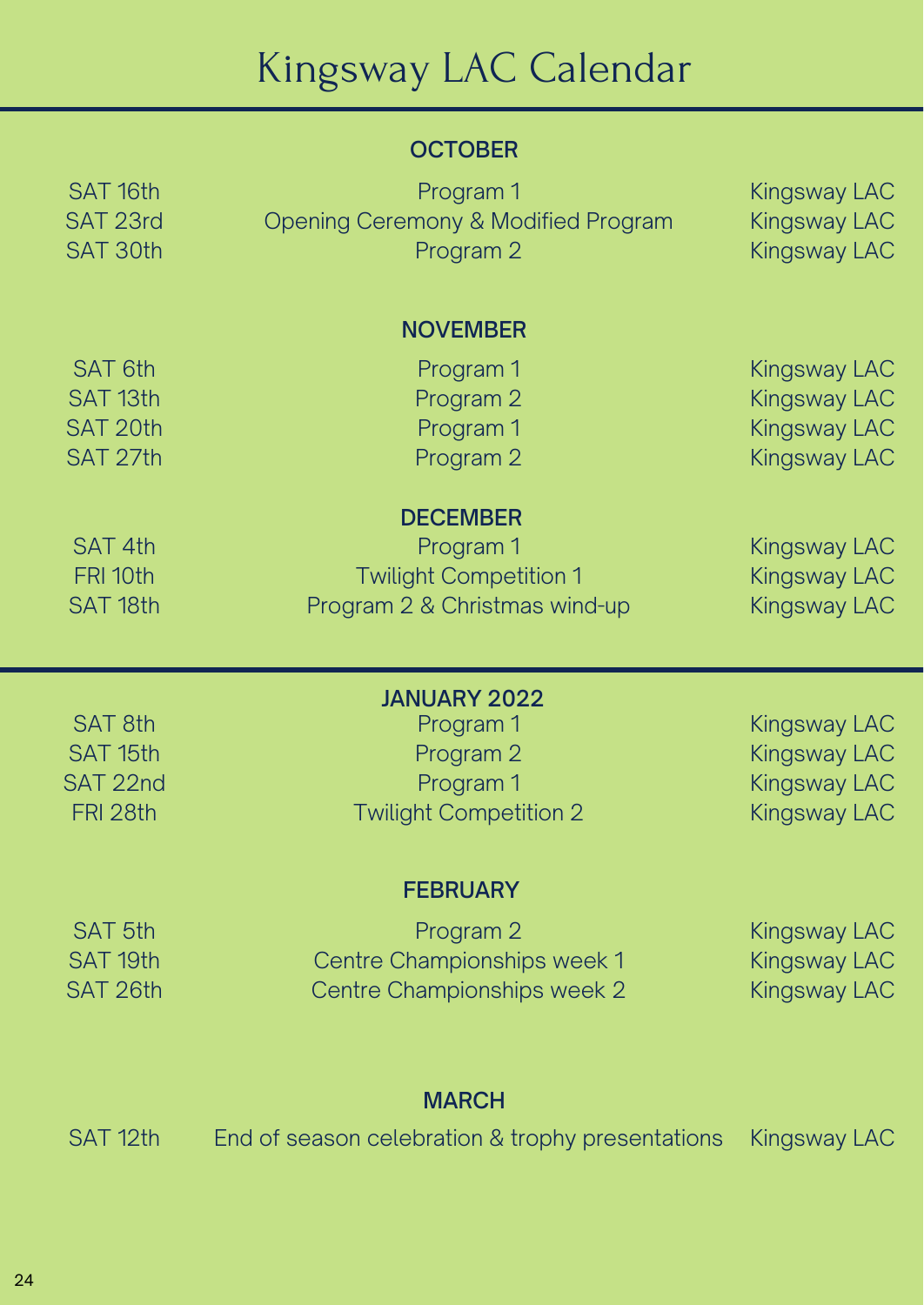# Kingsway LAC Calendar

## OCTOBER

| | | |
|---|---|---|
| SAT 16th | Program 1 | Kingsway LAC |
| SAT 23rd | Opening Ceremony & Modified Program | Kingsway LAC |
| SAT 30th | Program 2 | Kingsway LAC |

## NOVEMBER

| | | |
|---|---|---|
| SAT 6th | Program 1 | Kingsway LAC |
| SAT 13th | Program 2 | Kingsway LAC |
| SAT 20th | Program 1 | Kingsway LAC |
| SAT 27th | Program 2 | Kingsway LAC |

## DECEMBER

| | | |
|---|---|---|
| SAT 4th | Program 1 | Kingsway LAC |
| FRI 10th | Twilight Competition 1 | Kingsway LAC |
| SAT 18th | Program 2 & Christmas wind-up | Kingsway LAC |

## JANUARY 2022

| | | |
|---|---|---|
| SAT 8th | Program 1 | Kingsway LAC |
| SAT 15th | Program 2 | Kingsway LAC |
| SAT 22nd | Program 1 | Kingsway LAC |
| FRI 28th | Twilight Competition 2 | Kingsway LAC |

## FEBRUARY

| | | |
|---|---|---|
| SAT 5th | Program 2 | Kingsway LAC |
| SAT 19th | Centre Championships week 1 | Kingsway LAC |
| SAT 26th | Centre Championships week 2 | Kingsway LAC |

## MARCH

| | | |
|---|---|---|
| SAT 12th | End of season celebration & trophy presentations | Kingsway LAC |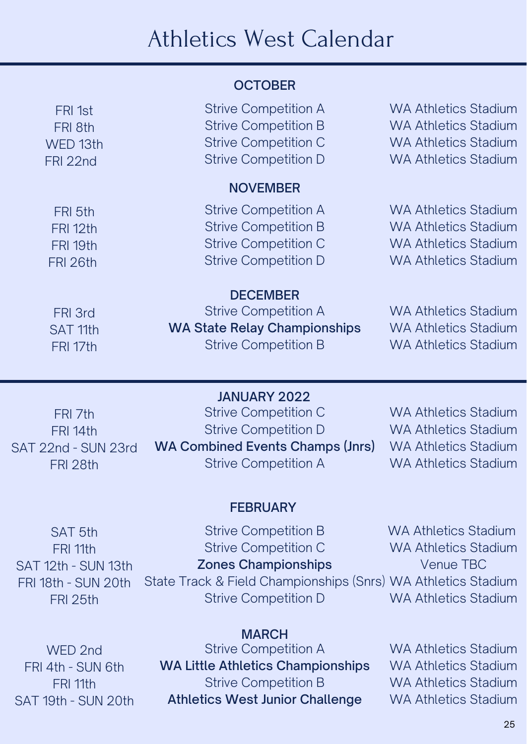# Athletics West Calendar

## OCTOBER

| | | |
|---|---|---|
| FRI 1st | Strive Competition A | WA Athletics Stadium |
| FRI 8th | Strive Competition B | WA Athletics Stadium |
| WED 13th | Strive Competition C | WA Athletics Stadium |
| FRI 22nd | Strive Competition D | WA Athletics Stadium |

## NOVEMBER

| | | |
|---|---|---|
| FRI 5th | Strive Competition A | WA Athletics Stadium |
| FRI 12th | Strive Competition B | WA Athletics Stadium |
| FRI 19th | Strive Competition C | WA Athletics Stadium |
| FRI 26th | Strive Competition D | WA Athletics Stadium |

## DECEMBER

| | | |
|---|---|---|
| FRI 3rd | Strive Competition A | WA Athletics Stadium |
| SAT 11th | **WA State Relay Championships** | WA Athletics Stadium |
| FRI 17th | Strive Competition B | WA Athletics Stadium |

## JANUARY 2022

| | | |
|---|---|---|
| FRI 7th | Strive Competition C | WA Athletics Stadium |
| FRI 14th | Strive Competition D | WA Athletics Stadium |
| SAT 22nd - SUN 23rd | **WA Combined Events Champs (Jnrs)** | WA Athletics Stadium |
| FRI 28th | Strive Competition A | WA Athletics Stadium |

## FEBRUARY

| | | |
|---|---|---|
| SAT 5th | Strive Competition B | WA Athletics Stadium |
| FRI 11th | Strive Competition C | WA Athletics Stadium |
| SAT 12th - SUN 13th | **Zones Championships** | Venue TBC |
| FRI 18th - SUN 20th | State Track & Field Championships (Snrs) | WA Athletics Stadium |
| FRI 25th | Strive Competition D | WA Athletics Stadium |

## MARCH

| | | |
|---|---|---|
| WED 2nd | Strive Competition A | WA Athletics Stadium |
| FRI 4th - SUN 6th | **WA Little Athletics Championships** | WA Athletics Stadium |
| FRI 11th | Strive Competition B | WA Athletics Stadium |
| SAT 19th - SUN 20th | **Athletics West Junior Challenge** | WA Athletics Stadium |